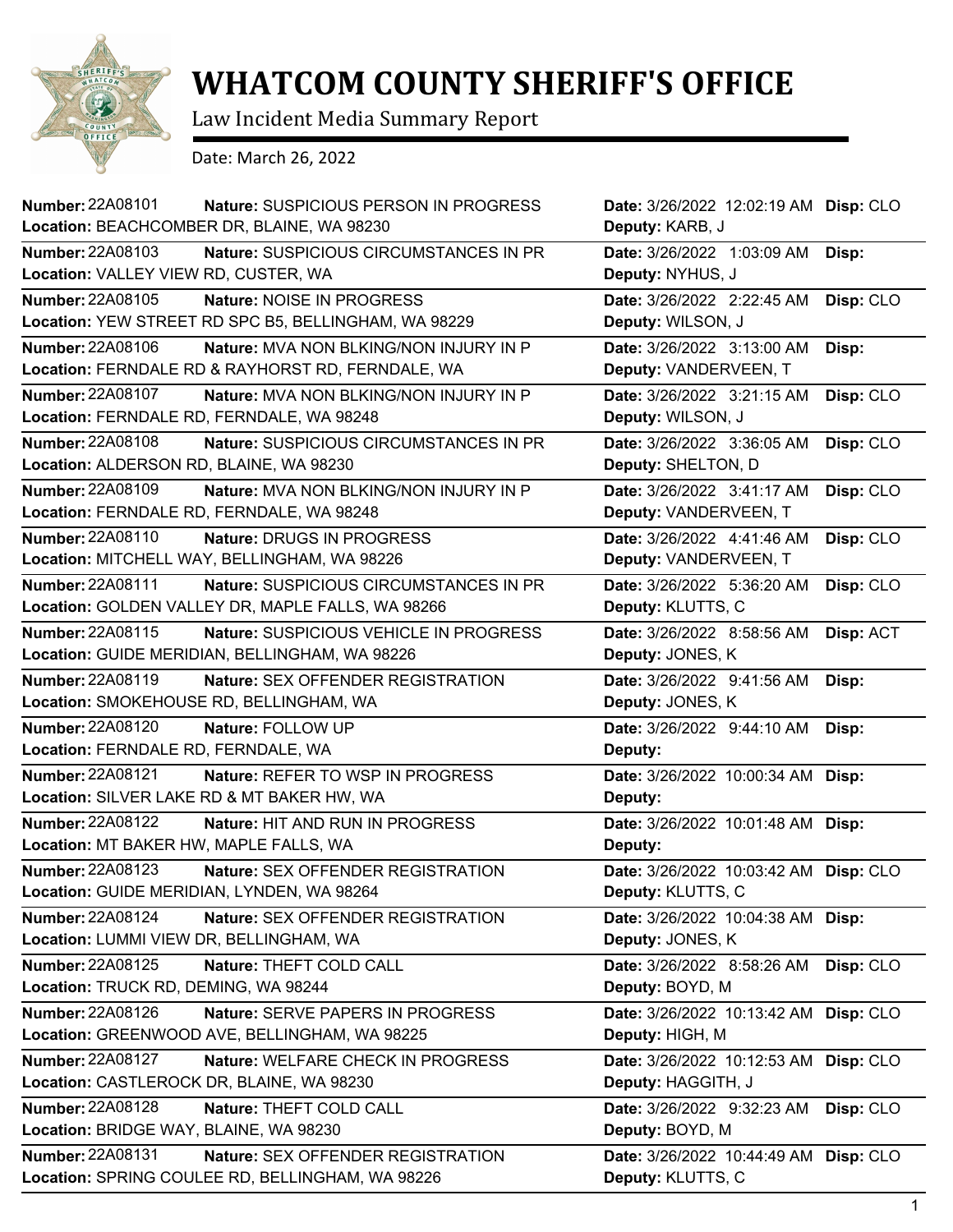# WHATCOM COUNTY SHERIFF'S OFFICE

Law Incident Media Summary Report

Date: March 26, 2022

| Number | Nature | Location | Date | Deputy | Disp |
|---|---|---|---|---|---|
| 22A08101 | SUSPICIOUS PERSON IN PROGRESS | BEACHCOMBER DR, BLAINE, WA 98230 | 3/26/2022 12:02:19 AM | KARB, J | CLO |
| 22A08103 | SUSPICIOUS CIRCUMSTANCES IN PR | VALLEY VIEW RD, CUSTER, WA | 3/26/2022 1:03:09 AM | NYHUS, J | |
| 22A08105 | NOISE IN PROGRESS | YEW STREET RD SPC B5, BELLINGHAM, WA 98229 | 3/26/2022 2:22:45 AM | WILSON, J | CLO |
| 22A08106 | MVA NON BLKING/NON INJURY IN P | FERNDALE RD & RAYHORST RD, FERNDALE, WA | 3/26/2022 3:13:00 AM | VANDERVEEN, T | |
| 22A08107 | MVA NON BLKING/NON INJURY IN P | FERNDALE RD, FERNDALE, WA 98248 | 3/26/2022 3:21:15 AM | WILSON, J | CLO |
| 22A08108 | SUSPICIOUS CIRCUMSTANCES IN PR | ALDERSON RD, BLAINE, WA 98230 | 3/26/2022 3:36:05 AM | SHELTON, D | CLO |
| 22A08109 | MVA NON BLKING/NON INJURY IN P | FERNDALE RD, FERNDALE, WA 98248 | 3/26/2022 3:41:17 AM | VANDERVEEN, T | CLO |
| 22A08110 | DRUGS IN PROGRESS | MITCHELL WAY, BELLINGHAM, WA 98226 | 3/26/2022 4:41:46 AM | VANDERVEEN, T | CLO |
| 22A08111 | SUSPICIOUS CIRCUMSTANCES IN PR | GOLDEN VALLEY DR, MAPLE FALLS, WA 98266 | 3/26/2022 5:36:20 AM | KLUTTS, C | CLO |
| 22A08115 | SUSPICIOUS VEHICLE IN PROGRESS | GUIDE MERIDIAN, BELLINGHAM, WA 98226 | 3/26/2022 8:58:56 AM | JONES, K | ACT |
| 22A08119 | SEX OFFENDER REGISTRATION | SMOKEHOUSE RD, BELLINGHAM, WA | 3/26/2022 9:41:56 AM | JONES, K | |
| 22A08120 | FOLLOW UP | FERNDALE RD, FERNDALE, WA | 3/26/2022 9:44:10 AM | | |
| 22A08121 | REFER TO WSP IN PROGRESS | SILVER LAKE RD & MT BAKER HW, WA | 3/26/2022 10:00:34 AM | | |
| 22A08122 | HIT AND RUN IN PROGRESS | MT BAKER HW, MAPLE FALLS, WA | 3/26/2022 10:01:48 AM | | |
| 22A08123 | SEX OFFENDER REGISTRATION | GUIDE MERIDIAN, LYNDEN, WA 98264 | 3/26/2022 10:03:42 AM | KLUTTS, C | CLO |
| 22A08124 | SEX OFFENDER REGISTRATION | LUMMI VIEW DR, BELLINGHAM, WA | 3/26/2022 10:04:38 AM | JONES, K | |
| 22A08125 | THEFT COLD CALL | TRUCK RD, DEMING, WA 98244 | 3/26/2022 8:58:26 AM | BOYD, M | CLO |
| 22A08126 | SERVE PAPERS IN PROGRESS | GREENWOOD AVE, BELLINGHAM, WA 98225 | 3/26/2022 10:13:42 AM | HIGH, M | CLO |
| 22A08127 | WELFARE CHECK IN PROGRESS | CASTLEROCK DR, BLAINE, WA 98230 | 3/26/2022 10:12:53 AM | HAGGITH, J | CLO |
| 22A08128 | THEFT COLD CALL | BRIDGE WAY, BLAINE, WA 98230 | 3/26/2022 9:32:23 AM | BOYD, M | CLO |
| 22A08131 | SEX OFFENDER REGISTRATION | SPRING COULEE RD, BELLINGHAM, WA 98226 | 3/26/2022 10:44:49 AM | KLUTTS, C | CLO |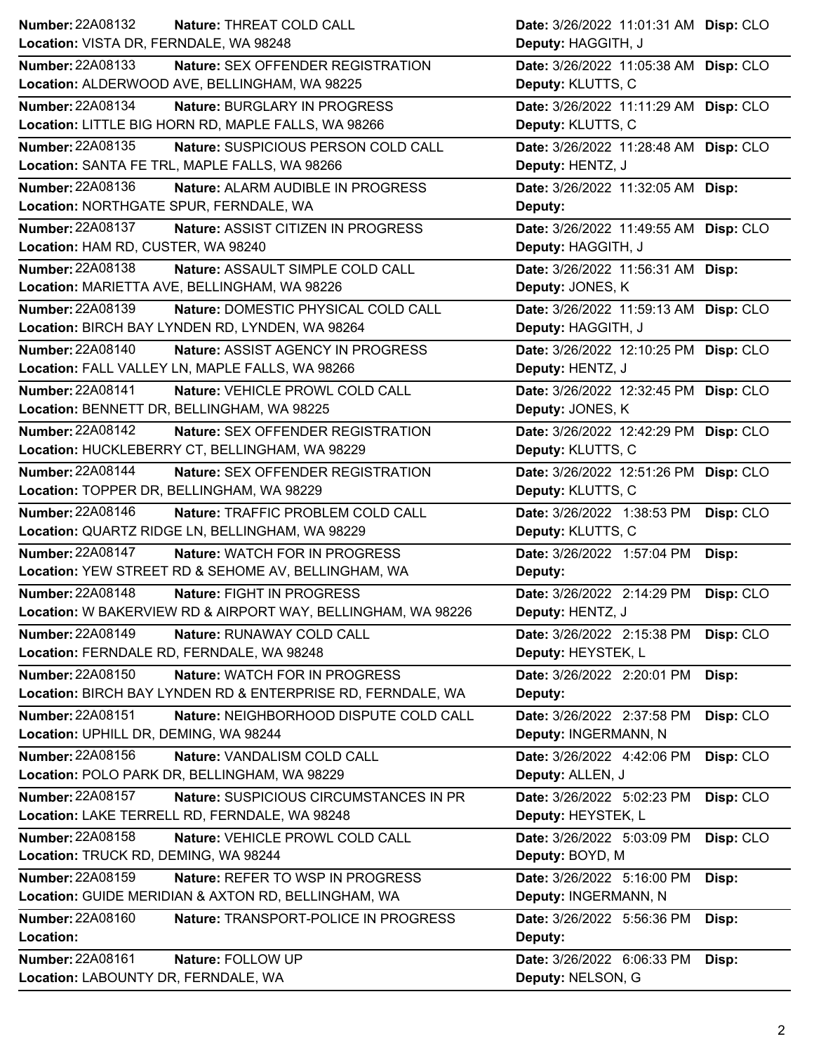| Number | Nature | Location | Date | Deputy | Disp |
|---|---|---|---|---|---|
| 22A08132 | THREAT COLD CALL | VISTA DR, FERNDALE, WA 98248 | 3/26/2022 11:01:31 AM | HAGGITH, J | CLO |
| 22A08133 | SEX OFFENDER REGISTRATION | ALDERWOOD AVE, BELLINGHAM, WA 98225 | 3/26/2022 11:05:38 AM | KLUTTS, C | CLO |
| 22A08134 | BURGLARY IN PROGRESS | LITTLE BIG HORN RD, MAPLE FALLS, WA 98266 | 3/26/2022 11:11:29 AM | KLUTTS, C | CLO |
| 22A08135 | SUSPICIOUS PERSON COLD CALL | SANTA FE TRL, MAPLE FALLS, WA 98266 | 3/26/2022 11:28:48 AM | HENTZ, J | CLO |
| 22A08136 | ALARM AUDIBLE IN PROGRESS | NORTHGATE SPUR, FERNDALE, WA | 3/26/2022 11:32:05 AM | | |
| 22A08137 | ASSIST CITIZEN IN PROGRESS | HAM RD, CUSTER, WA 98240 | 3/26/2022 11:49:55 AM | HAGGITH, J | CLO |
| 22A08138 | ASSAULT SIMPLE COLD CALL | MARIETTA AVE, BELLINGHAM, WA 98226 | 3/26/2022 11:56:31 AM | JONES, K | |
| 22A08139 | DOMESTIC PHYSICAL COLD CALL | BIRCH BAY LYNDEN RD, LYNDEN, WA 98264 | 3/26/2022 11:59:13 AM | HAGGITH, J | CLO |
| 22A08140 | ASSIST AGENCY IN PROGRESS | FALL VALLEY LN, MAPLE FALLS, WA 98266 | 3/26/2022 12:10:25 PM | HENTZ, J | CLO |
| 22A08141 | VEHICLE PROWL COLD CALL | BENNETT DR, BELLINGHAM, WA 98225 | 3/26/2022 12:32:45 PM | JONES, K | CLO |
| 22A08142 | SEX OFFENDER REGISTRATION | HUCKLEBERRY CT, BELLINGHAM, WA 98229 | 3/26/2022 12:42:29 PM | KLUTTS, C | CLO |
| 22A08144 | SEX OFFENDER REGISTRATION | TOPPER DR, BELLINGHAM, WA 98229 | 3/26/2022 12:51:26 PM | KLUTTS, C | CLO |
| 22A08146 | TRAFFIC PROBLEM COLD CALL | QUARTZ RIDGE LN, BELLINGHAM, WA 98229 | 3/26/2022 1:38:53 PM | KLUTTS, C | CLO |
| 22A08147 | WATCH FOR IN PROGRESS | YEW STREET RD & SEHOME AV, BELLINGHAM, WA | 3/26/2022 1:57:04 PM | | |
| 22A08148 | FIGHT IN PROGRESS | W BAKERVIEW RD & AIRPORT WAY, BELLINGHAM, WA 98226 | 3/26/2022 2:14:29 PM | HENTZ, J | CLO |
| 22A08149 | RUNAWAY COLD CALL | FERNDALE RD, FERNDALE, WA 98248 | 3/26/2022 2:15:38 PM | HEYSTEK, L | CLO |
| 22A08150 | WATCH FOR IN PROGRESS | BIRCH BAY LYNDEN RD & ENTERPRISE RD, FERNDALE, WA | 3/26/2022 2:20:01 PM | | |
| 22A08151 | NEIGHBORHOOD DISPUTE COLD CALL | UPHILL DR, DEMING, WA 98244 | 3/26/2022 2:37:58 PM | INGERMANN, N | CLO |
| 22A08156 | VANDALISM COLD CALL | POLO PARK DR, BELLINGHAM, WA 98229 | 3/26/2022 4:42:06 PM | ALLEN, J | CLO |
| 22A08157 | SUSPICIOUS CIRCUMSTANCES IN PR | LAKE TERRELL RD, FERNDALE, WA 98248 | 3/26/2022 5:02:23 PM | HEYSTEK, L | CLO |
| 22A08158 | VEHICLE PROWL COLD CALL | TRUCK RD, DEMING, WA 98244 | 3/26/2022 5:03:09 PM | BOYD, M | CLO |
| 22A08159 | REFER TO WSP IN PROGRESS | GUIDE MERIDIAN & AXTON RD, BELLINGHAM, WA | 3/26/2022 5:16:00 PM | INGERMANN, N | |
| 22A08160 | TRANSPORT-POLICE IN PROGRESS | | 3/26/2022 5:56:36 PM | | |
| 22A08161 | FOLLOW UP | LABOUNTY DR, FERNDALE, WA | 3/26/2022 6:06:33 PM | NELSON, G | |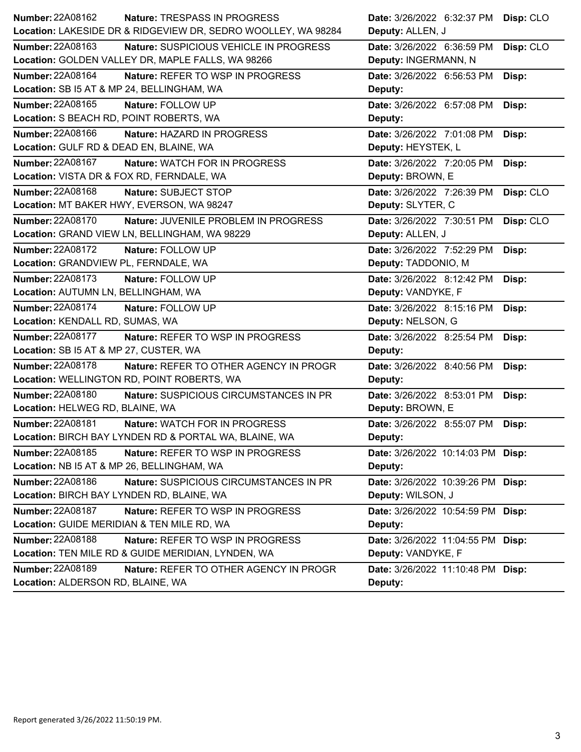**Number:** 22A08162 **Nature:** TRESPASS IN PROGRESS **Date:** 3/26/2022 6:32:37 PM **Disp:** CLO
**Location:** LAKESIDE DR & RIDGEVIEW DR, SEDRO WOOLLEY, WA 98284 **Deputy:** ALLEN, J

**Number:** 22A08163 **Nature:** SUSPICIOUS VEHICLE IN PROGRESS **Date:** 3/26/2022 6:36:59 PM **Disp:** CLO
**Location:** GOLDEN VALLEY DR, MAPLE FALLS, WA 98266 **Deputy:** INGERMANN, N

**Number:** 22A08164 **Nature:** REFER TO WSP IN PROGRESS **Date:** 3/26/2022 6:56:53 PM **Disp:**
**Location:** SB I5 AT & MP 24, BELLINGHAM, WA **Deputy:**

**Number:** 22A08165 **Nature:** FOLLOW UP **Date:** 3/26/2022 6:57:08 PM **Disp:**
**Location:** S BEACH RD, POINT ROBERTS, WA **Deputy:**

**Number:** 22A08166 **Nature:** HAZARD IN PROGRESS **Date:** 3/26/2022 7:01:08 PM **Disp:**
**Location:** GULF RD & DEAD EN, BLAINE, WA **Deputy:** HEYSTEK, L

**Number:** 22A08167 **Nature:** WATCH FOR IN PROGRESS **Date:** 3/26/2022 7:20:05 PM **Disp:**
**Location:** VISTA DR & FOX RD, FERNDALE, WA **Deputy:** BROWN, E

**Number:** 22A08168 **Nature:** SUBJECT STOP **Date:** 3/26/2022 7:26:39 PM **Disp:** CLO
**Location:** MT BAKER HWY, EVERSON, WA 98247 **Deputy:** SLYTER, C

**Number:** 22A08170 **Nature:** JUVENILE PROBLEM IN PROGRESS **Date:** 3/26/2022 7:30:51 PM **Disp:** CLO
**Location:** GRAND VIEW LN, BELLINGHAM, WA 98229 **Deputy:** ALLEN, J

**Number:** 22A08172 **Nature:** FOLLOW UP **Date:** 3/26/2022 7:52:29 PM **Disp:**
**Location:** GRANDVIEW PL, FERNDALE, WA **Deputy:** TADDONIO, M

**Number:** 22A08173 **Nature:** FOLLOW UP **Date:** 3/26/2022 8:12:42 PM **Disp:**
**Location:** AUTUMN LN, BELLINGHAM, WA **Deputy:** VANDYKE, F

**Number:** 22A08174 **Nature:** FOLLOW UP **Date:** 3/26/2022 8:15:16 PM **Disp:**
**Location:** KENDALL RD, SUMAS, WA **Deputy:** NELSON, G

**Number:** 22A08177 **Nature:** REFER TO WSP IN PROGRESS **Date:** 3/26/2022 8:25:54 PM **Disp:**
**Location:** SB I5 AT & MP 27, CUSTER, WA **Deputy:**

**Number:** 22A08178 **Nature:** REFER TO OTHER AGENCY IN PROGR **Date:** 3/26/2022 8:40:56 PM **Disp:**
**Location:** WELLINGTON RD, POINT ROBERTS, WA **Deputy:**

**Number:** 22A08180 **Nature:** SUSPICIOUS CIRCUMSTANCES IN PR **Date:** 3/26/2022 8:53:01 PM **Disp:**
**Location:** HELWEG RD, BLAINE, WA **Deputy:** BROWN, E

**Number:** 22A08181 **Nature:** WATCH FOR IN PROGRESS **Date:** 3/26/2022 8:55:07 PM **Disp:**
**Location:** BIRCH BAY LYNDEN RD & PORTAL WA, BLAINE, WA **Deputy:**

**Number:** 22A08185 **Nature:** REFER TO WSP IN PROGRESS **Date:** 3/26/2022 10:14:03 PM **Disp:**
**Location:** NB I5 AT & MP 26, BELLINGHAM, WA **Deputy:**

**Number:** 22A08186 **Nature:** SUSPICIOUS CIRCUMSTANCES IN PR **Date:** 3/26/2022 10:39:26 PM **Disp:**
**Location:** BIRCH BAY LYNDEN RD, BLAINE, WA **Deputy:** WILSON, J

**Number:** 22A08187 **Nature:** REFER TO WSP IN PROGRESS **Date:** 3/26/2022 10:54:59 PM **Disp:**
**Location:** GUIDE MERIDIAN & TEN MILE RD, WA **Deputy:**

**Number:** 22A08188 **Nature:** REFER TO WSP IN PROGRESS **Date:** 3/26/2022 11:04:55 PM **Disp:**
**Location:** TEN MILE RD & GUIDE MERIDIAN, LYNDEN, WA **Deputy:** VANDYKE, F

**Number:** 22A08189 **Nature:** REFER TO OTHER AGENCY IN PROGR **Date:** 3/26/2022 11:10:48 PM **Disp:**
**Location:** ALDERSON RD, BLAINE, WA **Deputy:**

Report generated 3/26/2022 11:50:19 PM.